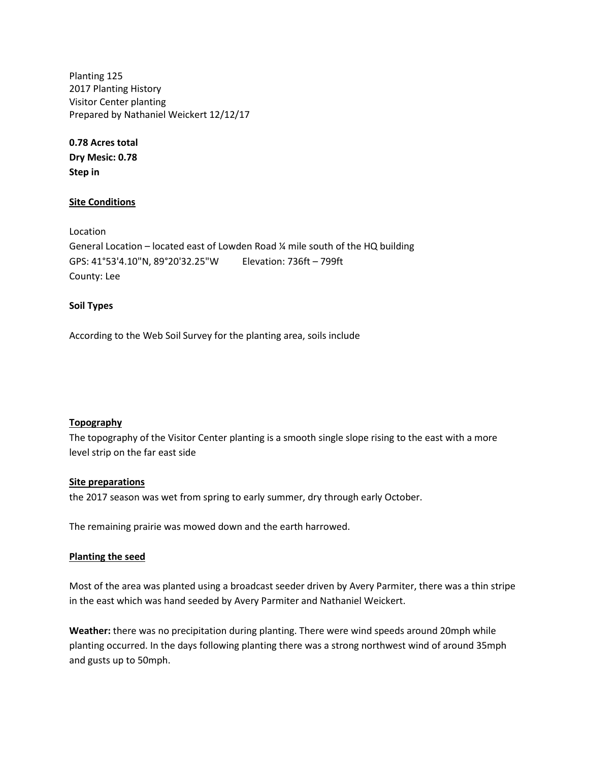Planting 125
2017 Planting History
Visitor Center planting
Prepared by Nathaniel Weickert 12/12/17

**0.78 Acres total**
**Dry Mesic: 0.78**
**Step in**

## Site Conditions

Location
General Location – located east of Lowden Road ¼ mile south of the HQ building
GPS: 41°53'4.10"N, 89°20'32.25"W Elevation: 736ft – 799ft
County: Lee

### Soil Types

According to the Web Soil Survey for the planting area, soils include

## Topography

The topography of the Visitor Center planting is a smooth single slope rising to the east with a more level strip on the far east side

## Site preparations

the 2017 season was wet from spring to early summer, dry through early October.

The remaining prairie was mowed down and the earth harrowed.

## Planting the seed

Most of the area was planted using a broadcast seeder driven by Avery Parmiter, there was a thin stripe in the east which was hand seeded by Avery Parmiter and Nathaniel Weickert.

**Weather:** there was no precipitation during planting. There were wind speeds around 20mph while planting occurred. In the days following planting there was a strong northwest wind of around 35mph and gusts up to 50mph.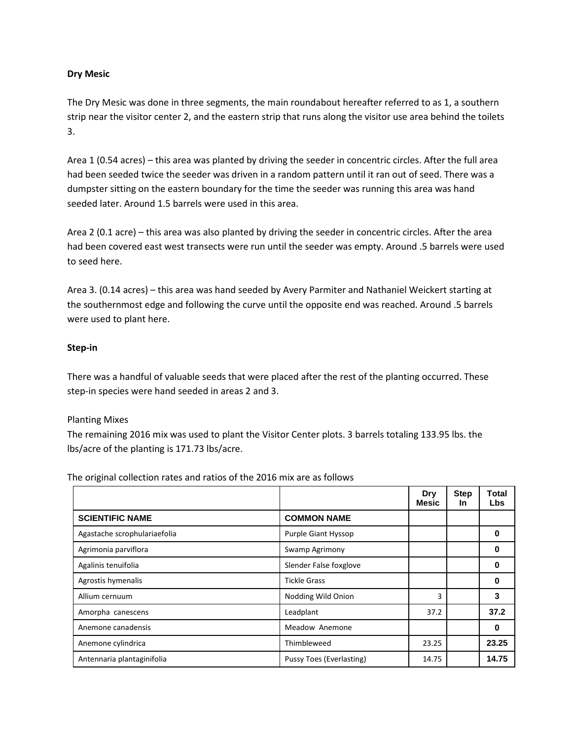**Dry Mesic**

The Dry Mesic was done in three segments, the main roundabout hereafter referred to as 1, a southern strip near the visitor center 2, and the eastern strip that runs along the visitor use area behind the toilets 3.

Area 1 (0.54 acres) – this area was planted by driving the seeder in concentric circles. After the full area had been seeded twice the seeder was driven in a random pattern until it ran out of seed. There was a dumpster sitting on the eastern boundary for the time the seeder was running this area was hand seeded later. Around 1.5 barrels were used in this area.

Area 2 (0.1 acre) – this area was also planted by driving the seeder in concentric circles. After the area had been covered east west transects were run until the seeder was empty. Around .5 barrels were used to seed here.

Area 3. (0.14 acres) – this area was hand seeded by Avery Parmiter and Nathaniel Weickert starting at the southernmost edge and following the curve until the opposite end was reached. Around .5 barrels were used to plant here.

**Step-in**

There was a handful of valuable seeds that were placed after the rest of the planting occurred. These step-in species were hand seeded in areas 2 and 3.

Planting Mixes

The remaining 2016 mix was used to plant the Visitor Center plots. 3 barrels totaling 133.95 lbs. the lbs/acre of the planting is 171.73 lbs/acre.

The original collection rates and ratios of the 2016 mix are as follows

| | | Dry Mesic | Step In | Total Lbs |
|---|---|---|---|---|
| **SCIENTIFIC NAME** | **COMMON NAME** | | | |
| Agastache scrophulariaefolia | Purple Giant Hyssop | | | **0** |
| Agrimonia parviflora | Swamp Agrimony | | | **0** |
| Agalinis tenuifolia | Slender False foxglove | | | **0** |
| Agrostis hymenalis | Tickle Grass | | | **0** |
| Allium cernuum | Nodding Wild Onion | 3 | | **3** |
| Amorpha canescens | Leadplant | 37.2 | | **37.2** |
| Anemone canadensis | Meadow Anemone | | | **0** |
| Anemone cylindrica | Thimbleweed | 23.25 | | **23.25** |
| Antennaria plantaginifolia | Pussy Toes (Everlasting) | 14.75 | | **14.75** |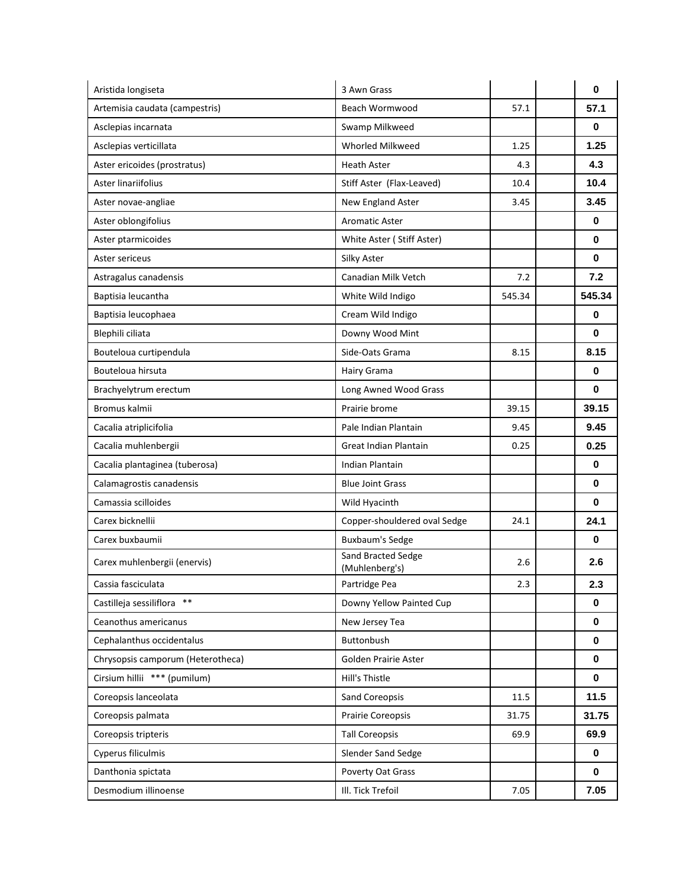| | | | | |
|---|---|---|---|---|
| Aristida longiseta | 3 Awn Grass | | | **0** |
| Artemisia caudata (campestris) | Beach Wormwood | 57.1 | | **57.1** |
| Asclepias incarnata | Swamp Milkweed | | | **0** |
| Asclepias verticillata | Whorled Milkweed | 1.25 | | **1.25** |
| Aster ericoides (prostratus) | Heath Aster | 4.3 | | **4.3** |
| Aster linariifolius | Stiff Aster (Flax-Leaved) | 10.4 | | **10.4** |
| Aster novae-angliae | New England Aster | 3.45 | | **3.45** |
| Aster oblongifolius | Aromatic Aster | | | **0** |
| Aster ptarmicoides | White Aster ( Stiff Aster) | | | **0** |
| Aster sericeus | Silky Aster | | | **0** |
| Astragalus canadensis | Canadian Milk Vetch | 7.2 | | **7.2** |
| Baptisia leucantha | White Wild Indigo | 545.34 | | **545.34** |
| Baptisia leucophaea | Cream Wild Indigo | | | **0** |
| Blephili ciliata | Downy Wood Mint | | | **0** |
| Bouteloua curtipendula | Side-Oats Grama | 8.15 | | **8.15** |
| Bouteloua hirsuta | Hairy Grama | | | **0** |
| Brachyelytrum erectum | Long Awned Wood Grass | | | **0** |
| Bromus kalmii | Prairie brome | 39.15 | | **39.15** |
| Cacalia atriplicifolia | Pale Indian Plantain | 9.45 | | **9.45** |
| Cacalia muhlenbergii | Great Indian Plantain | 0.25 | | **0.25** |
| Cacalia plantaginea (tuberosa) | Indian Plantain | | | **0** |
| Calamagrostis canadensis | Blue Joint Grass | | | **0** |
| Camassia scilloides | Wild Hyacinth | | | **0** |
| Carex bicknellii | Copper-shouldered oval Sedge | 24.1 | | **24.1** |
| Carex buxbaumii | Buxbaum's Sedge | | | **0** |
| Carex muhlenbergii (enervis) | Sand Bracted Sedge (Muhlenberg's) | 2.6 | | **2.6** |
| Cassia fasciculata | Partridge Pea | 2.3 | | **2.3** |
| Castilleja sessiliflora ** | Downy Yellow Painted Cup | | | **0** |
| Ceanothus americanus | New Jersey Tea | | | **0** |
| Cephalanthus occidentalus | Buttonbush | | | **0** |
| Chrysopsis camporum (Heterotheca) | Golden Prairie Aster | | | **0** |
| Cirsium hillii *** (pumilum) | Hill's Thistle | | | **0** |
| Coreopsis lanceolata | Sand Coreopsis | 11.5 | | **11.5** |
| Coreopsis palmata | Prairie Coreopsis | 31.75 | | **31.75** |
| Coreopsis tripteris | Tall Coreopsis | 69.9 | | **69.9** |
| Cyperus filiculmis | Slender Sand Sedge | | | **0** |
| Danthonia spictata | Poverty Oat Grass | | | **0** |
| Desmodium illinoense | Ill. Tick Trefoil | 7.05 | | **7.05** |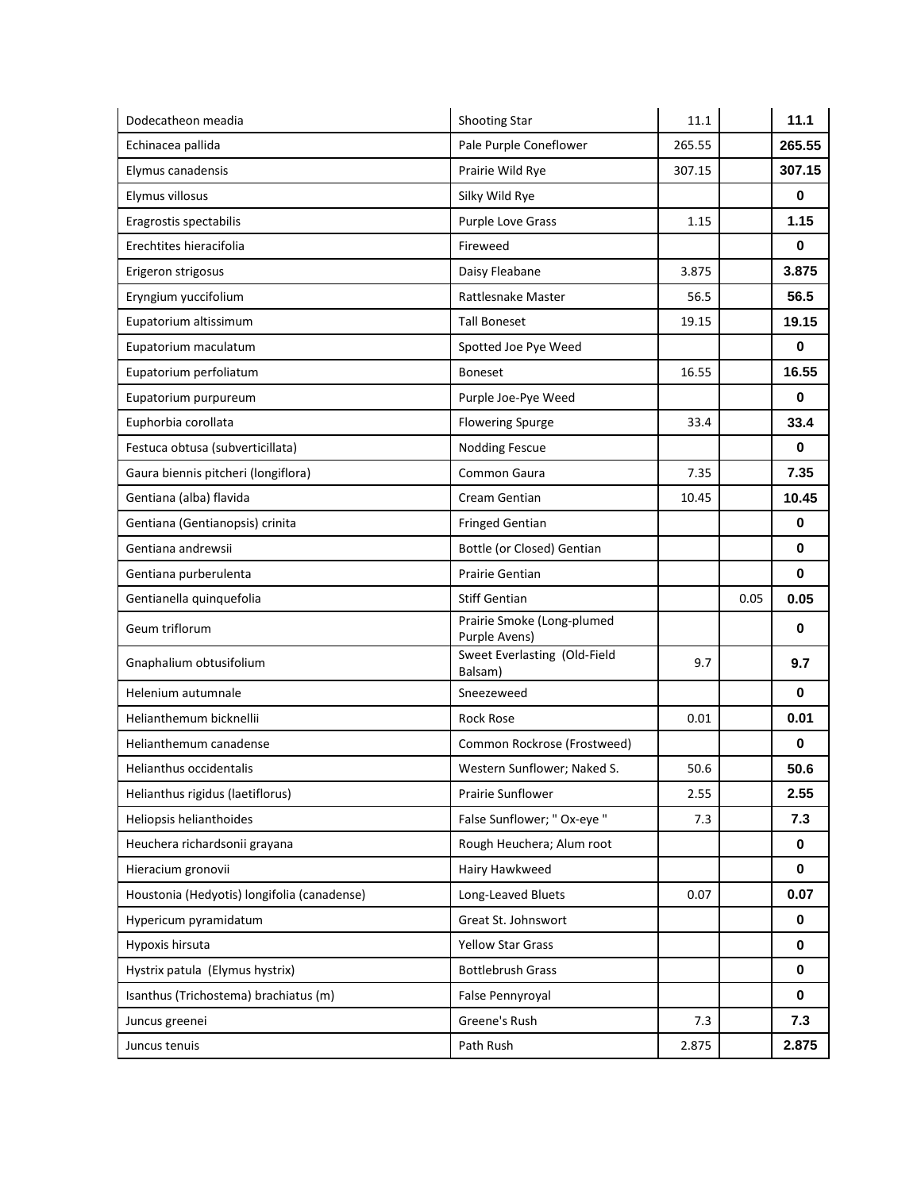| | | | | |
|---|---|---|---|---|
| Dodecatheon meadia | Shooting Star | 11.1 | | **11.1** |
| Echinacea pallida | Pale Purple Coneflower | 265.55 | | **265.55** |
| Elymus canadensis | Prairie Wild Rye | 307.15 | | **307.15** |
| Elymus villosus | Silky Wild Rye | | | **0** |
| Eragrostis spectabilis | Purple Love Grass | 1.15 | | **1.15** |
| Erechtites hieracifolia | Fireweed | | | **0** |
| Erigeron strigosus | Daisy Fleabane | 3.875 | | **3.875** |
| Eryngium yuccifolium | Rattlesnake Master | 56.5 | | **56.5** |
| Eupatorium altissimum | Tall Boneset | 19.15 | | **19.15** |
| Eupatorium maculatum | Spotted Joe Pye Weed | | | **0** |
| Eupatorium perfoliatum | Boneset | 16.55 | | **16.55** |
| Eupatorium purpureum | Purple Joe-Pye Weed | | | **0** |
| Euphorbia corollata | Flowering Spurge | 33.4 | | **33.4** |
| Festuca obtusa (subverticillata) | Nodding Fescue | | | **0** |
| Gaura biennis pitcheri (longiflora) | Common Gaura | 7.35 | | **7.35** |
| Gentiana (alba) flavida | Cream Gentian | 10.45 | | **10.45** |
| Gentiana (Gentianopsis) crinita | Fringed Gentian | | | **0** |
| Gentiana andrewsii | Bottle (or Closed) Gentian | | | **0** |
| Gentiana purberulenta | Prairie Gentian | | | **0** |
| Gentianella quinquefolia | Stiff Gentian | | 0.05 | **0.05** |
| Geum triflorum | Prairie Smoke (Long-plumed Purple Avens) | | | **0** |
| Gnaphalium obtusifolium | Sweet Everlasting (Old-Field Balsam) | 9.7 | | **9.7** |
| Helenium autumnale | Sneezeweed | | | **0** |
| Helianthemum bicknellii | Rock Rose | 0.01 | | **0.01** |
| Helianthemum canadense | Common Rockrose (Frostweed) | | | **0** |
| Helianthus occidentalis | Western Sunflower; Naked S. | 50.6 | | **50.6** |
| Helianthus rigidus (laetiflorus) | Prairie Sunflower | 2.55 | | **2.55** |
| Heliopsis helianthoides | False Sunflower; " Ox-eye " | 7.3 | | **7.3** |
| Heuchera richardsonii grayana | Rough Heuchera; Alum root | | | **0** |
| Hieracium gronovii | Hairy Hawkweed | | | **0** |
| Houstonia (Hedyotis) longifolia (canadense) | Long-Leaved Bluets | 0.07 | | **0.07** |
| Hypericum pyramidatum | Great St. Johnswort | | | **0** |
| Hypoxis hirsuta | Yellow Star Grass | | | **0** |
| Hystrix patula (Elymus hystrix) | Bottlebrush Grass | | | **0** |
| Isanthus (Trichostema) brachiatus (m) | False Pennyroyal | | | **0** |
| Juncus greenei | Greene's Rush | 7.3 | | **7.3** |
| Juncus tenuis | Path Rush | 2.875 | | **2.875** |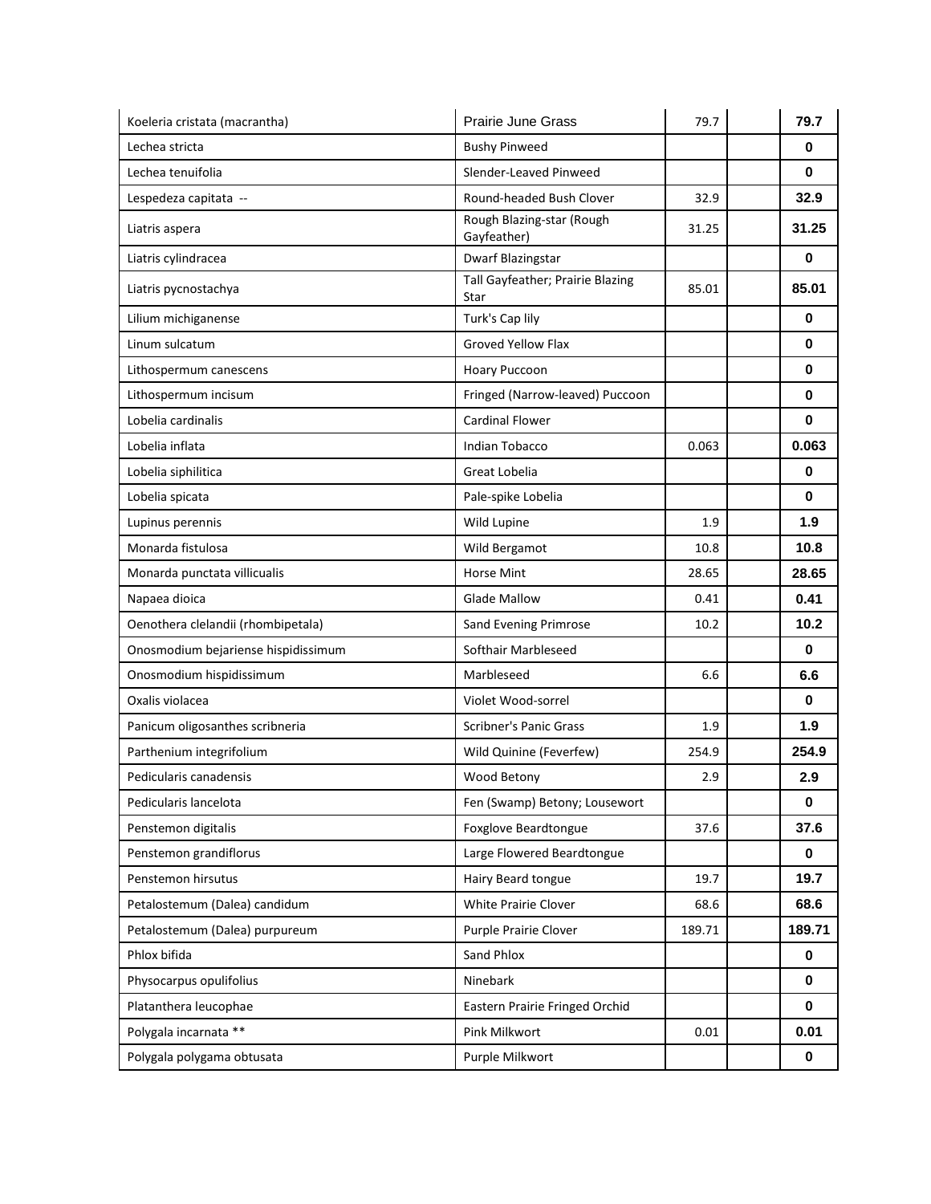| | | | | |
|---|---|---|---|---|
| Koeleria cristata (macrantha) | Prairie June Grass | 79.7 | | **79.7** |
| Lechea stricta | Bushy Pinweed | | | **0** |
| Lechea tenuifolia | Slender-Leaved Pinweed | | | **0** |
| Lespedeza capitata -- | Round-headed Bush Clover | 32.9 | | **32.9** |
| Liatris aspera | Rough Blazing-star (Rough Gayfeather) | 31.25 | | **31.25** |
| Liatris cylindracea | Dwarf Blazingstar | | | **0** |
| Liatris pycnostachya | Tall Gayfeather; Prairie Blazing Star | 85.01 | | **85.01** |
| Lilium michiganense | Turk's Cap lily | | | **0** |
| Linum sulcatum | Groved Yellow Flax | | | **0** |
| Lithospermum canescens | Hoary Puccoon | | | **0** |
| Lithospermum incisum | Fringed (Narrow-leaved) Puccoon | | | **0** |
| Lobelia cardinalis | Cardinal Flower | | | **0** |
| Lobelia inflata | Indian Tobacco | 0.063 | | **0.063** |
| Lobelia siphilitica | Great Lobelia | | | **0** |
| Lobelia spicata | Pale-spike Lobelia | | | **0** |
| Lupinus perennis | Wild Lupine | 1.9 | | **1.9** |
| Monarda fistulosa | Wild Bergamot | 10.8 | | **10.8** |
| Monarda punctata villicualis | Horse Mint | 28.65 | | **28.65** |
| Napaea dioica | Glade Mallow | 0.41 | | **0.41** |
| Oenothera clelandii (rhombipetala) | Sand Evening Primrose | 10.2 | | **10.2** |
| Onosmodium bejariense hispidissimum | Softhair Marbleseed | | | **0** |
| Onosmodium hispidissimum | Marbleseed | 6.6 | | **6.6** |
| Oxalis violacea | Violet Wood-sorrel | | | **0** |
| Panicum oligosanthes scribneria | Scribner's Panic Grass | 1.9 | | **1.9** |
| Parthenium integrifolium | Wild Quinine (Feverfew) | 254.9 | | **254.9** |
| Pedicularis canadensis | Wood Betony | 2.9 | | **2.9** |
| Pedicularis lancelota | Fen (Swamp) Betony; Lousewort | | | **0** |
| Penstemon digitalis | Foxglove Beardtongue | 37.6 | | **37.6** |
| Penstemon grandiflorus | Large Flowered Beardtongue | | | **0** |
| Penstemon hirsutus | Hairy Beard tongue | 19.7 | | **19.7** |
| Petalostemum (Dalea) candidum | White Prairie Clover | 68.6 | | **68.6** |
| Petalostemum (Dalea) purpureum | Purple Prairie Clover | 189.71 | | **189.71** |
| Phlox bifida | Sand Phlox | | | **0** |
| Physocarpus opulifolius | Ninebark | | | **0** |
| Platanthera leucophae | Eastern Prairie Fringed Orchid | | | **0** |
| Polygala incarnata ** | Pink Milkwort | 0.01 | | **0.01** |
| Polygala polygama obtusata | Purple Milkwort | | | **0** |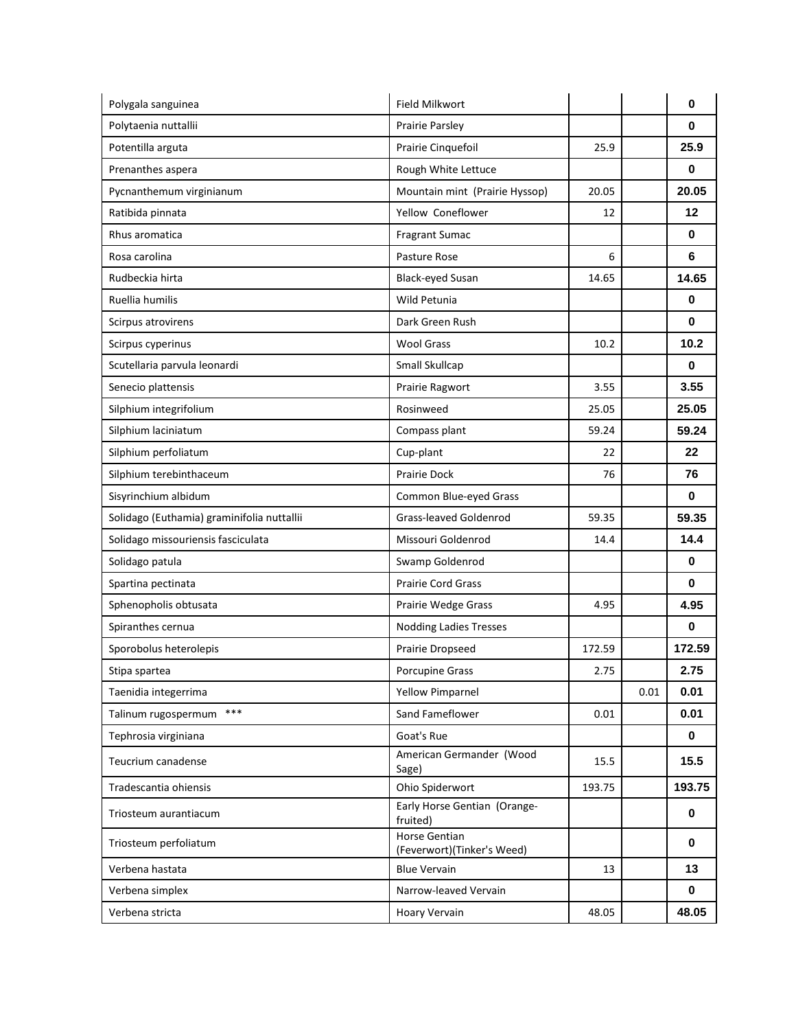| | | | | |
|---|---|---|---|---|
| Polygala sanguinea | Field Milkwort | | | **0** |
| Polytaenia nuttallii | Prairie Parsley | | | **0** |
| Potentilla arguta | Prairie Cinquefoil | 25.9 | | **25.9** |
| Prenanthes aspera | Rough White Lettuce | | | **0** |
| Pycnanthemum virginianum | Mountain mint (Prairie Hyssop) | 20.05 | | **20.05** |
| Ratibida pinnata | Yellow Coneflower | 12 | | **12** |
| Rhus aromatica | Fragrant Sumac | | | **0** |
| Rosa carolina | Pasture Rose | 6 | | **6** |
| Rudbeckia hirta | Black-eyed Susan | 14.65 | | **14.65** |
| Ruellia humilis | Wild Petunia | | | **0** |
| Scirpus atrovirens | Dark Green Rush | | | **0** |
| Scirpus cyperinus | Wool Grass | 10.2 | | **10.2** |
| Scutellaria parvula leonardi | Small Skullcap | | | **0** |
| Senecio plattensis | Prairie Ragwort | 3.55 | | **3.55** |
| Silphium integrifolium | Rosinweed | 25.05 | | **25.05** |
| Silphium laciniatum | Compass plant | 59.24 | | **59.24** |
| Silphium perfoliatum | Cup-plant | 22 | | **22** |
| Silphium terebinthaceum | Prairie Dock | 76 | | **76** |
| Sisyrinchium albidum | Common Blue-eyed Grass | | | **0** |
| Solidago (Euthamia) graminifolia nuttallii | Grass-leaved Goldenrod | 59.35 | | **59.35** |
| Solidago missouriensis fasciculata | Missouri Goldenrod | 14.4 | | **14.4** |
| Solidago patula | Swamp Goldenrod | | | **0** |
| Spartina pectinata | Prairie Cord Grass | | | **0** |
| Sphenopholis obtusata | Prairie Wedge Grass | 4.95 | | **4.95** |
| Spiranthes cernua | Nodding Ladies Tresses | | | **0** |
| Sporobolus heterolepis | Prairie Dropseed | 172.59 | | **172.59** |
| Stipa spartea | Porcupine Grass | 2.75 | | **2.75** |
| Taenidia integerrima | Yellow Pimparnel | | 0.01 | **0.01** |
| Talinum rugospermum *** | Sand Fameflower | 0.01 | | **0.01** |
| Tephrosia virginiana | Goat's Rue | | | **0** |
| Teucrium canadense | American Germander (Wood Sage) | 15.5 | | **15.5** |
| Tradescantia ohiensis | Ohio Spiderwort | 193.75 | | **193.75** |
| Triosteum aurantiacum | Early Horse Gentian (Orange-fruited) | | | **0** |
| Triosteum perfoliatum | Horse Gentian (Feverwort)(Tinker's Weed) | | | **0** |
| Verbena hastata | Blue Vervain | 13 | | **13** |
| Verbena simplex | Narrow-leaved Vervain | | | **0** |
| Verbena stricta | Hoary Vervain | 48.05 | | **48.05** |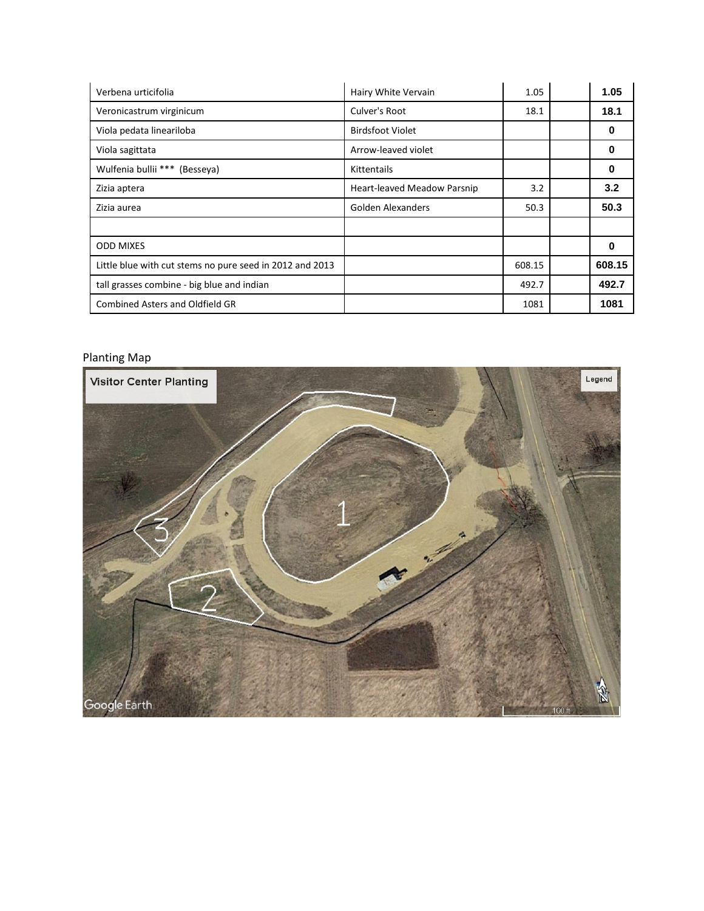| | | | | |
|---|---|---|---|---|
| Verbena urticifolia | Hairy White Vervain | 1.05 | | **1.05** |
| Veronicastrum virginicum | Culver's Root | 18.1 | | **18.1** |
| Viola pedata lineariloba | Birdsfoot Violet | | | **0** |
| Viola sagittata | Arrow-leaved violet | | | **0** |
| Wulfenia bullii *** (Besseya) | Kittentails | | | **0** |
| Zizia aptera | Heart-leaved Meadow Parsnip | 3.2 | | **3.2** |
| Zizia aurea | Golden Alexanders | 50.3 | | **50.3** |
| | | | | |
| ODD MIXES | | | | **0** |
| Little blue with cut stems no pure seed in 2012 and 2013 | | 608.15 | | **608.15** |
| tall grasses combine - big blue and indian | | 492.7 | | **492.7** |
| Combined Asters and Oldfield GR | | 1081 | | **1081** |

Planting Map